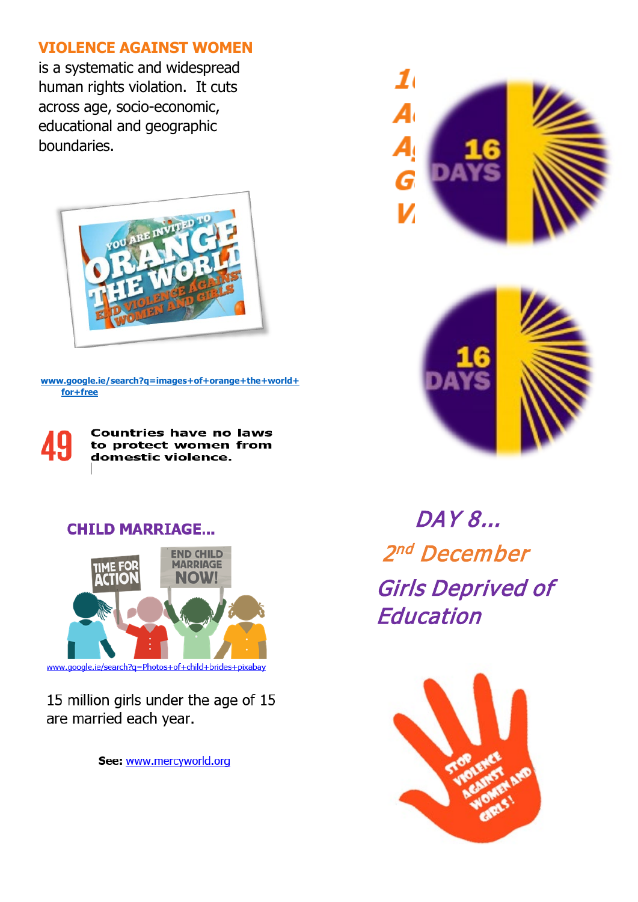## VIOLENCE AGAINST WOMEN

is a systematic and widespread human rights violation. It cuts across age, socio-economic, educational and geographic boundaries.

www.google.ie/search?q=images+of+orange+the+world+for+free

**49** Countries have no laws to protect women from domestic violence.

## CHILD MARRIAGE...

www.google.ie/search?q=Photos+of+child+brides+pixabay

15 million girls under the age of 15 are married each year.

**See:** www.mercyworld.org

*DAY 8...*

*2nd December*

*Girls Deprived of Education*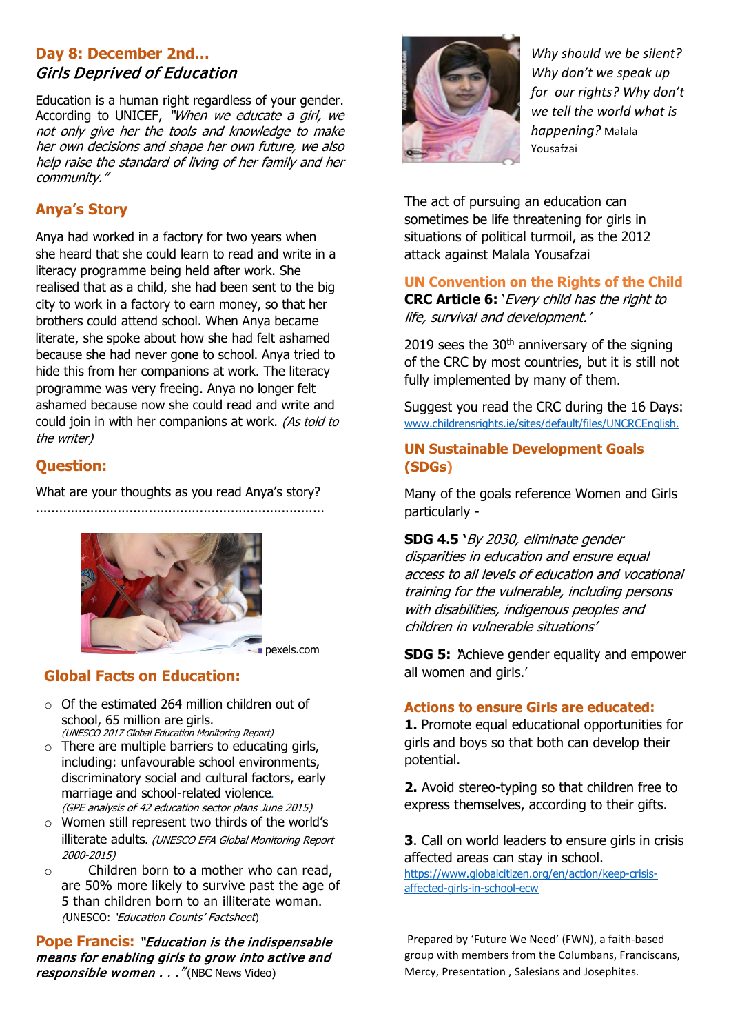## Day 8: December 2nd…
### *Girls Deprived of Education*

Education is a human right regardless of your gender. According to UNICEF, *"When we educate a girl, we not only give her the tools and knowledge to make her own decisions and shape her own future, we also help raise the standard of living of her family and her community."*

## Anya's Story

Anya had worked in a factory for two years when she heard that she could learn to read and write in a literacy programme being held after work. She realised that as a child, she had been sent to the big city to work in a factory to earn money, so that her brothers could attend school. When Anya became literate, she spoke about how she had felt ashamed because she had never gone to school. Anya tried to hide this from her companions at work. The literacy programme was very freeing. Anya no longer felt ashamed because now she could read and write and could join in with her companions at work. *(As told to the writer)*

## Question:

What are your thoughts as you read Anya's story?
………………………………………………………………………

pexels.com

## Global Facts on Education:

- Of the estimated 264 million children out of school, 65 million are girls.
  *(UNESCO 2017 Global Education Monitoring Report)*
- There are multiple barriers to educating girls, including: unfavourable school environments, discriminatory social and cultural factors, early marriage and school-related violence.
  *(GPE analysis of 42 education sector plans June 2015)*
- Women still represent two thirds of the world's illiterate adults. *(UNESCO EFA Global Monitoring Report 2000-2015)*
- Children born to a mother who can read, are 50% more likely to survive past the age of 5 than children born to an illiterate woman.
  (UNESCO: *'Education Counts' Factsheet*)

**Pope Francis:** ***"Education is the indispensable means for enabling girls to grow into active and responsible women . . ."*** (NBC News Video)

*Why should we be silent? Why don't we speak up for our rights? Why don't we tell the world what is happening?* Malala Yousafzai

The act of pursuing an education can sometimes be life threatening for girls in situations of political turmoil, as the 2012 attack against Malala Yousafzai

## UN Convention on the Rights of the Child

**CRC Article 6:** '*Every child has the right to life, survival and development.'*

2019 sees the 30th anniversary of the signing of the CRC by most countries, but it is still not fully implemented by many of them.

Suggest you read the CRC during the 16 Days: www.childrensrights.ie/sites/default/files/UNCRCEnglish.

## UN Sustainable Development Goals (SDGs)

Many of the goals reference Women and Girls particularly -

**SDG 4.5** '*By 2030, eliminate gender disparities in education and ensure equal access to all levels of education and vocational training for the vulnerable, including persons with disabilities, indigenous peoples and children in vulnerable situations'*

**SDG 5:** 'Achieve gender equality and empower all women and girls.'

## Actions to ensure Girls are educated:

**1.** Promote equal educational opportunities for girls and boys so that both can develop their potential.

**2.** Avoid stereo-typing so that children free to express themselves, according to their gifts.

**3**. Call on world leaders to ensure girls in crisis affected areas can stay in school.
https://www.globalcitizen.org/en/action/keep-crisis-affected-girls-in-school-ecw

Prepared by 'Future We Need' (FWN), a faith-based group with members from the Columbans, Franciscans, Mercy, Presentation , Salesians and Josephites.